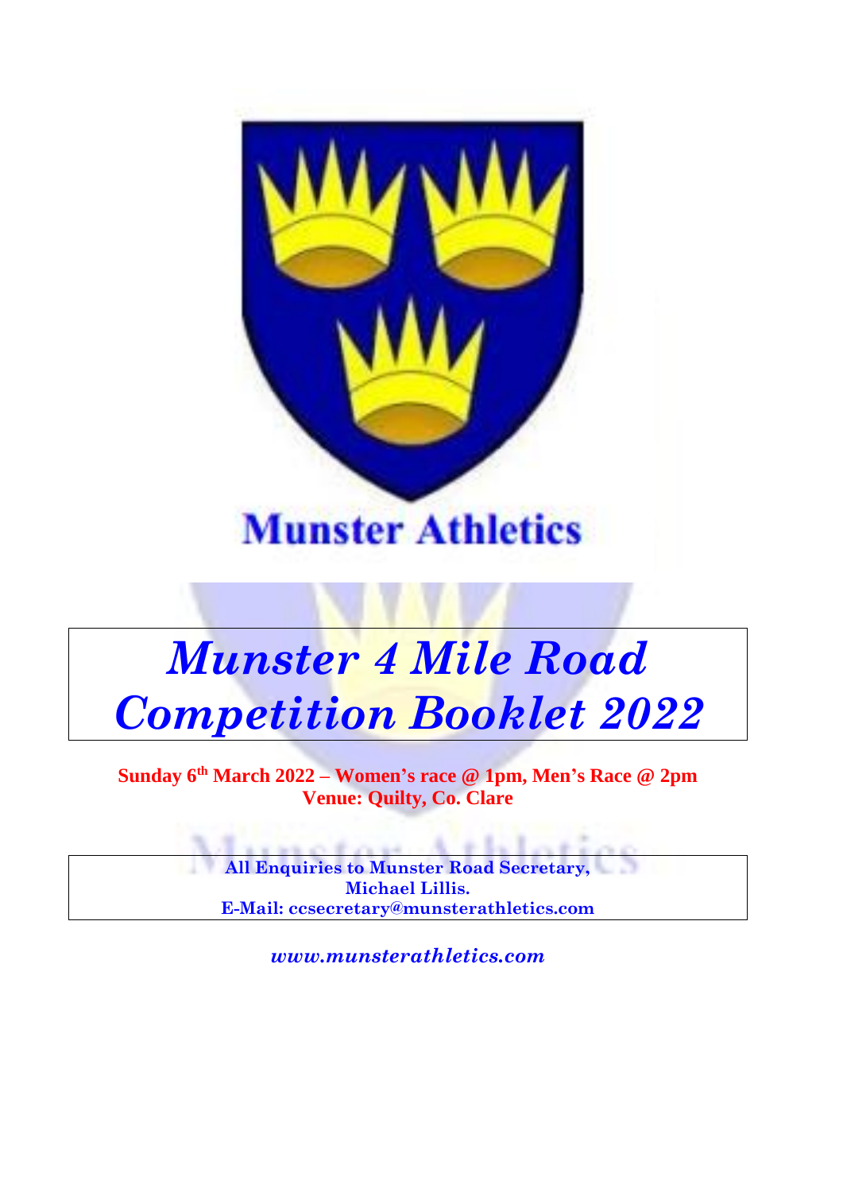Munster Athletics

# *Munster 4 Mile Road Competition Booklet 2022*

**Sunday 6th March 2022 – Women's race @ 1pm, Men's Race @ 2pm**
**Venue: Quilty, Co. Clare**

**All Enquiries to Munster Road Secretary,**
**Michael Lillis.**
**E-Mail: ccsecretary@munsterathletics.com**

***www.munsterathletics.com***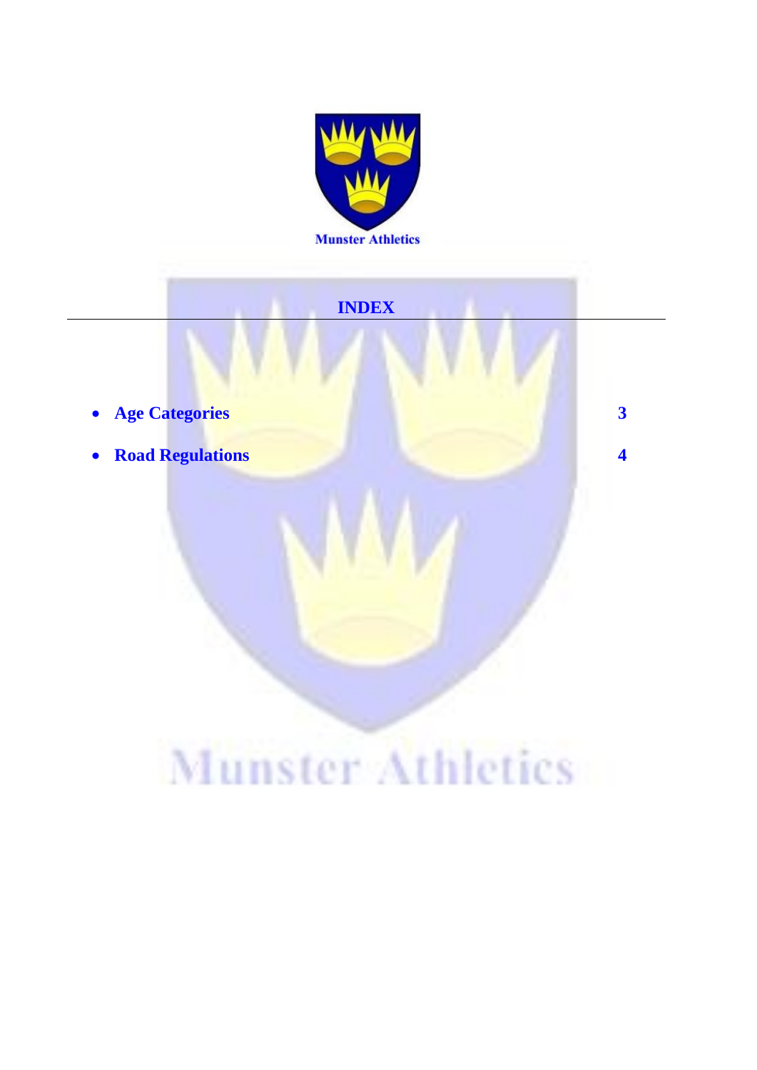Munster Athletics

# INDEX

- **Age Categories** **3**
- **Road Regulations** **4**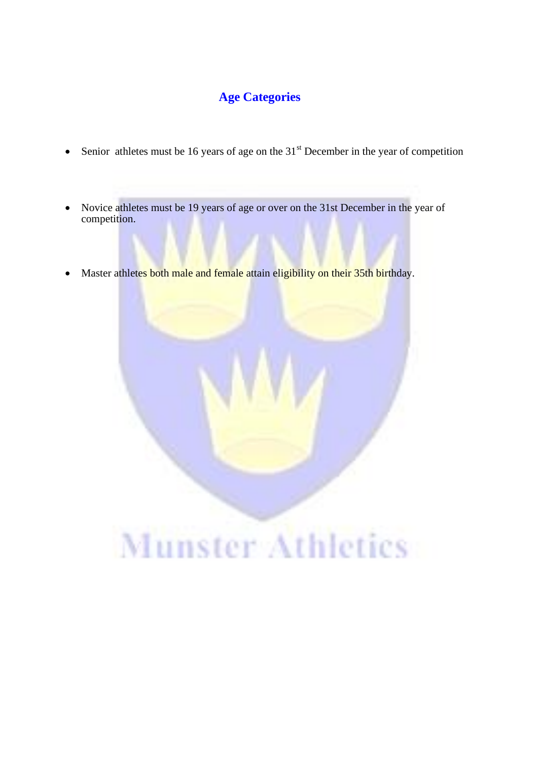## Age Categories

- Senior athletes must be 16 years of age on the 31st December in the year of competition

- Novice athletes must be 19 years of age or over on the 31st December in the year of competition.

- Master athletes both male and female attain eligibility on their 35th birthday.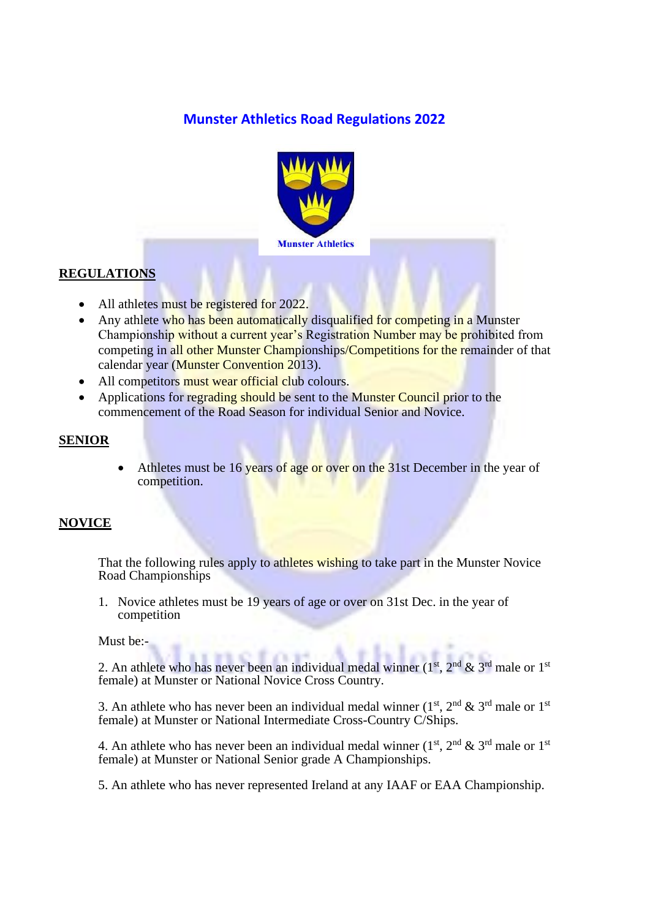# Munster Athletics Road Regulations 2022

Munster Athletics

## REGULATIONS

- All athletes must be registered for 2022.
- Any athlete who has been automatically disqualified for competing in a Munster Championship without a current year's Registration Number may be prohibited from competing in all other Munster Championships/Competitions for the remainder of that calendar year (Munster Convention 2013).
- All competitors must wear official club colours.
- Applications for regrading should be sent to the Munster Council prior to the commencement of the Road Season for individual Senior and Novice.

## SENIOR

- Athletes must be 16 years of age or over on the 31st December in the year of competition.

## NOVICE

That the following rules apply to athletes wishing to take part in the Munster Novice Road Championships

1. Novice athletes must be 19 years of age or over on 31st Dec. in the year of competition

Must be:-

2. An athlete who has never been an individual medal winner (1st, 2nd & 3rd male or 1st female) at Munster or National Novice Cross Country.

3. An athlete who has never been an individual medal winner (1st, 2nd & 3rd male or 1st female) at Munster or National Intermediate Cross-Country C/Ships.

4. An athlete who has never been an individual medal winner (1st, 2nd & 3rd male or 1st female) at Munster or National Senior grade A Championships.

5. An athlete who has never represented Ireland at any IAAF or EAA Championship.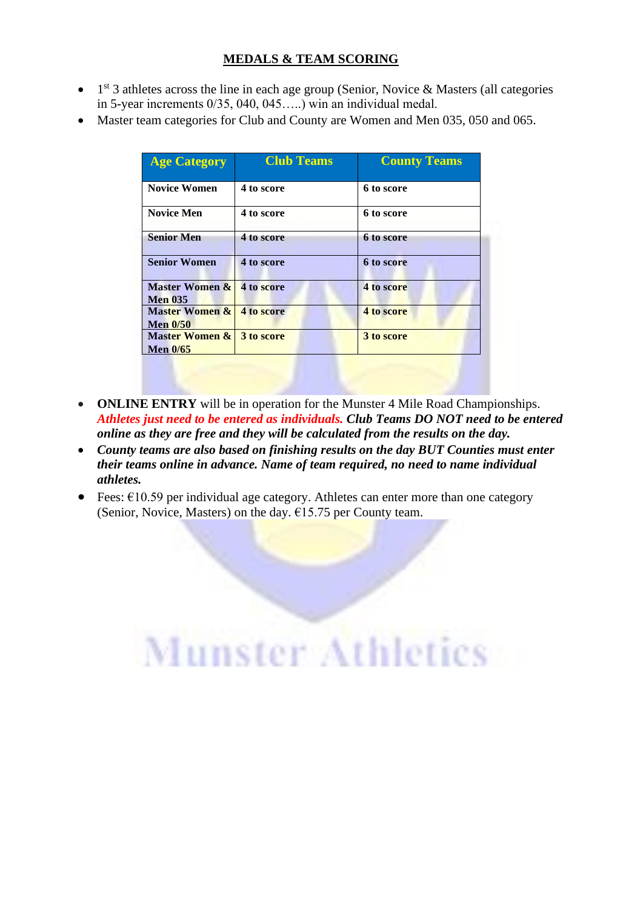## MEDALS & TEAM SCORING

- 1st 3 athletes across the line in each age group (Senior, Novice & Masters (all categories in 5-year increments 0/35, 040, 045…..) win an individual medal.
- Master team categories for Club and County are Women and Men 035, 050 and 065.

| Age Category | Club Teams | County Teams |
|---|---|---|
| **Novice Women** | **4 to score** | **6 to score** |
| **Novice Men** | **4 to score** | **6 to score** |
| **Senior Men** | **4 to score** | **6 to score** |
| **Senior Women** | **4 to score** | **6 to score** |
| **Master Women & Men 035** | **4 to score** | **4 to score** |
| **Master Women & Men 0/50** | **4 to score** | **4 to score** |
| **Master Women & Men 0/65** | **3 to score** | **3 to score** |

- **ONLINE ENTRY** will be in operation for the Munster 4 Mile Road Championships. ***Athletes just need to be entered as individuals. Club Teams DO NOT need to be entered online as they are free and they will be calculated from the results on the day.***
- ***County teams are also based on finishing results on the day BUT Counties must enter their teams online in advance. Name of team required, no need to name individual athletes.***
- Fees: €10.59 per individual age category. Athletes can enter more than one category (Senior, Novice, Masters) on the day. €15.75 per County team.